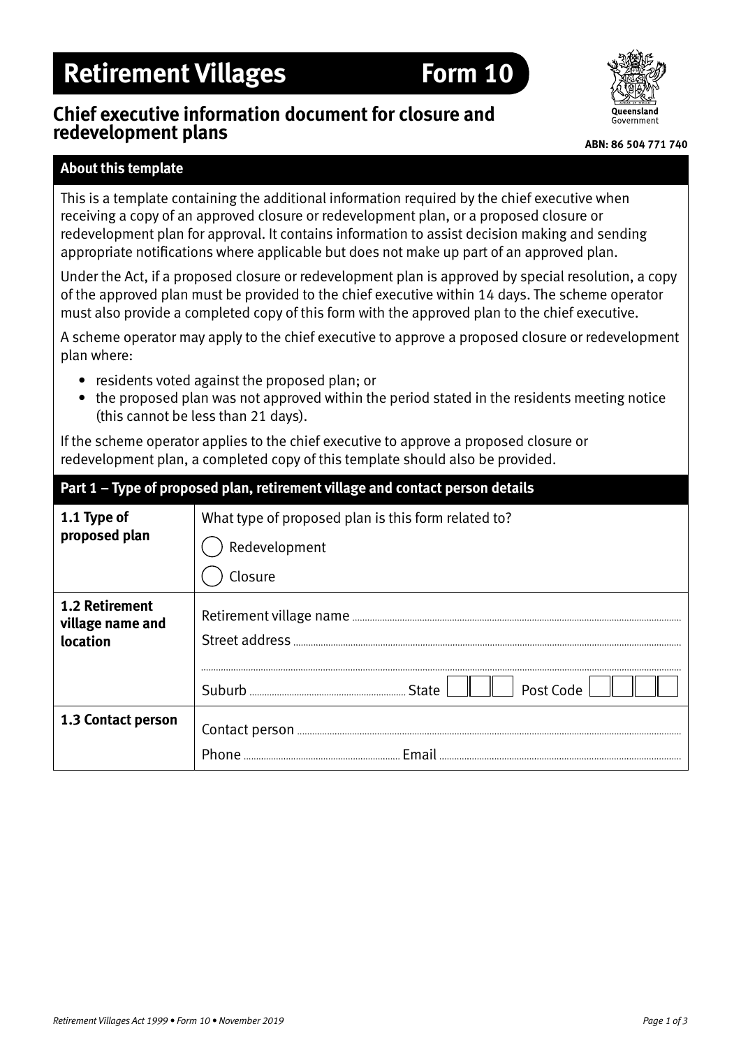# Retirement Villages — Form 10

## Chief executive information document for closure and redevelopment plans

Queensland Government

**ABN: 86 504 771 740**

### About this template

This is a template containing the additional information required by the chief executive when receiving a copy of an approved closure or redevelopment plan, or a proposed closure or redevelopment plan for approval. It contains information to assist decision making and sending appropriate notifications where applicable but does not make up part of an approved plan.

Under the Act, if a proposed closure or redevelopment plan is approved by special resolution, a copy of the approved plan must be provided to the chief executive within 14 days. The scheme operator must also provide a completed copy of this form with the approved plan to the chief executive.

A scheme operator may apply to the chief executive to approve a proposed closure or redevelopment plan where:

- residents voted against the proposed plan; or
- the proposed plan was not approved within the period stated in the residents meeting notice (this cannot be less than 21 days).

If the scheme operator applies to the chief executive to approve a proposed closure or redevelopment plan, a completed copy of this template should also be provided.

### Part 1 – Type of proposed plan, retirement village and contact person details

| | |
|---|---|
| **1.1 Type of proposed plan** | What type of proposed plan is this form related to?<br>◯ Redevelopment<br>◯ Closure |
| **1.2 Retirement village name and location** | Retirement village name ..........<br>Street address ..........<br>..........<br>Suburb .......... State ☐☐☐ Post Code ☐☐☐☐ |
| **1.3 Contact person** | Contact person ..........<br>Phone .......... Email .......... |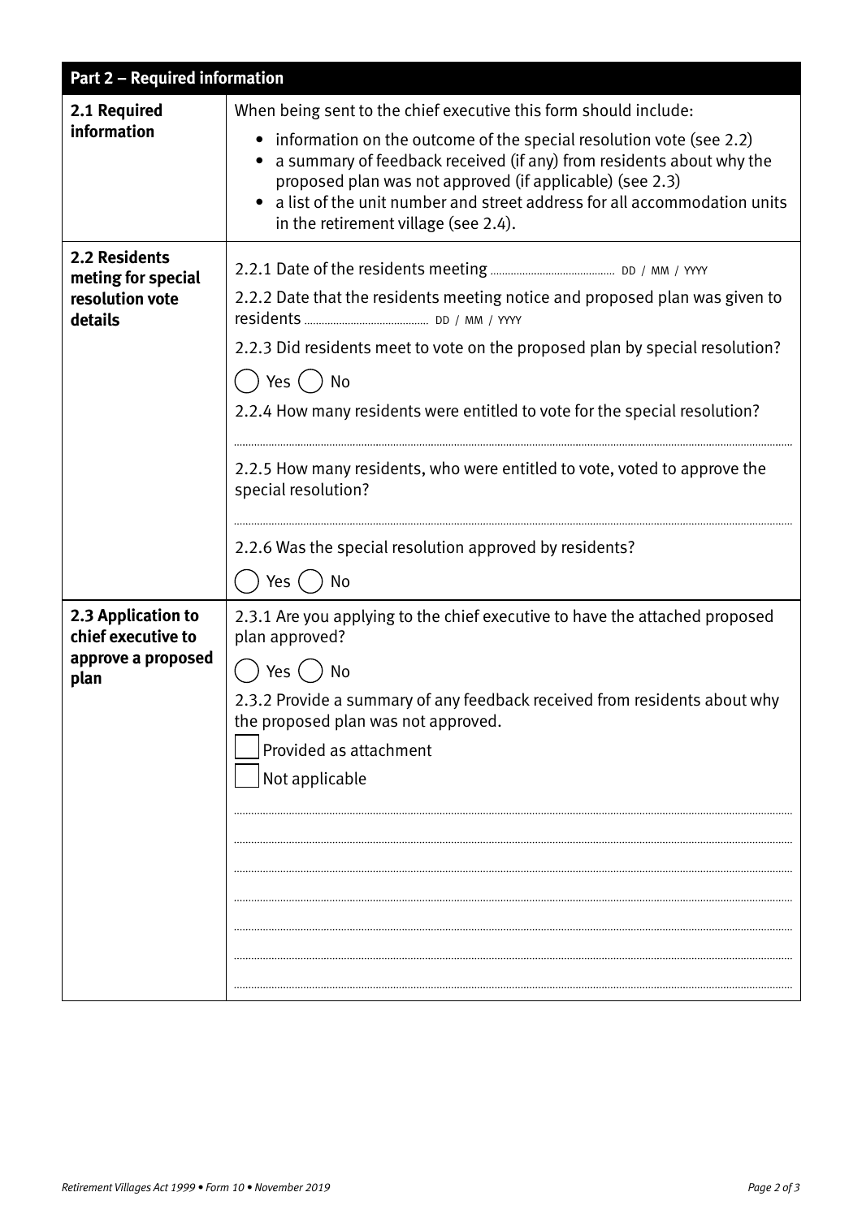| Part 2 – Required information | |
|---|---|
| **2.1 Required information** | When being sent to the chief executive this form should include:<br>• information on the outcome of the special resolution vote (see 2.2)<br>• a summary of feedback received (if any) from residents about why the proposed plan was not approved (if applicable) (see 2.3)<br>• a list of the unit number and street address for all accommodation units in the retirement village (see 2.4). |
| **2.2 Residents meting for special resolution vote details** | 2.2.1 Date of the residents meeting .................. DD / MM / YYYY<br>2.2.2 Date that the residents meeting notice and proposed plan was given to residents .................. DD / MM / YYYY<br>2.2.3 Did residents meet to vote on the proposed plan by special resolution?<br>◯ Yes ◯ No<br>2.2.4 How many residents were entitled to vote for the special resolution?<br>..................<br>2.2.5 How many residents, who were entitled to vote, voted to approve the special resolution?<br>..................<br>2.2.6 Was the special resolution approved by residents?<br>◯ Yes ◯ No |
| **2.3 Application to chief executive to approve a proposed plan** | 2.3.1 Are you applying to the chief executive to have the attached proposed plan approved?<br>◯ Yes ◯ No<br>2.3.2 Provide a summary of any feedback received from residents about why the proposed plan was not approved.<br>☐ Provided as attachment<br>☐ Not applicable<br>..................<br>..................<br>..................<br>..................<br>..................<br>..................<br>.................. |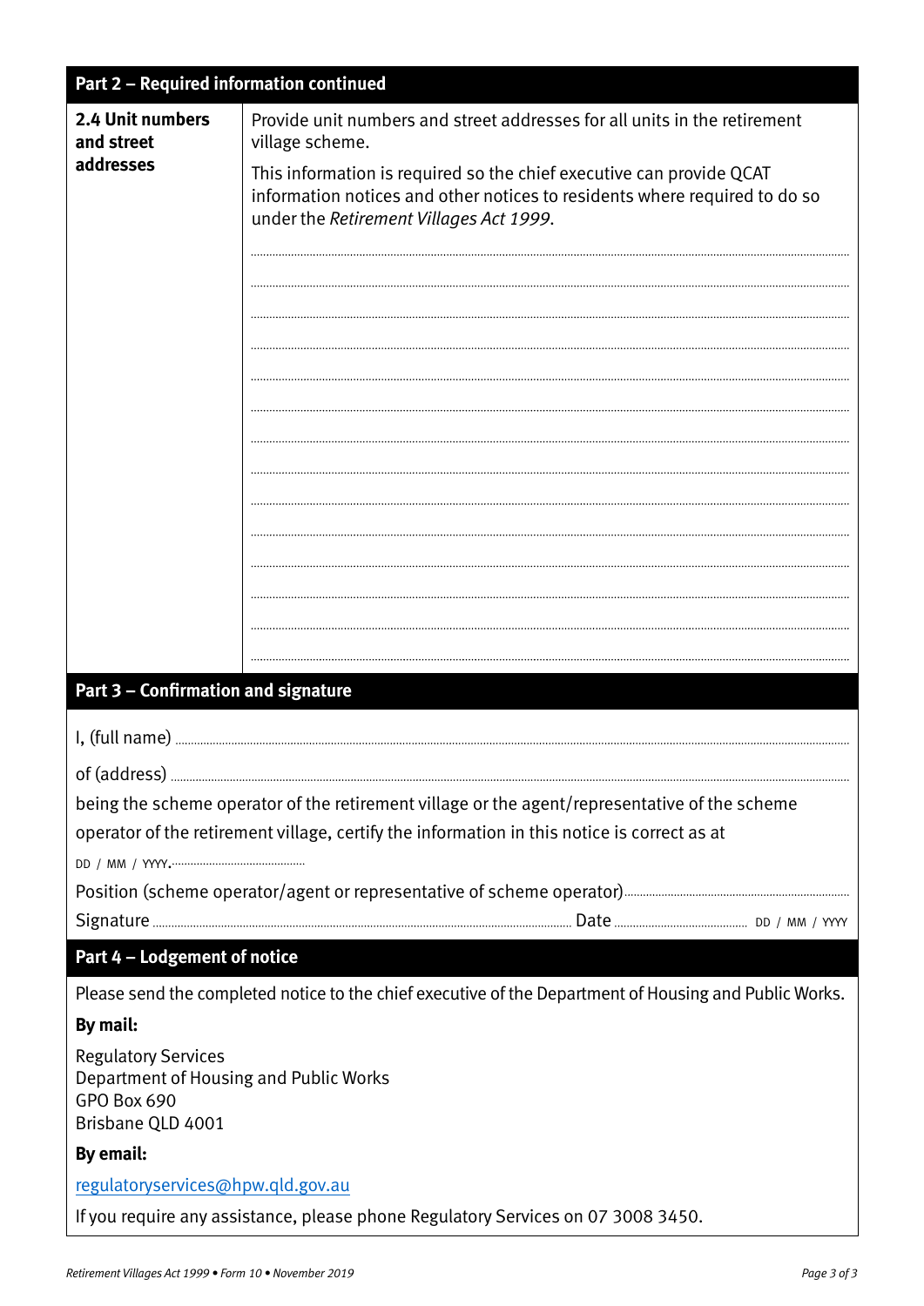## Part 2 – Required information continued

| | |
|---|---|
| **2.4 Unit numbers and street addresses** | Provide unit numbers and street addresses for all units in the retirement village scheme.<br><br>This information is required so the chief executive can provide QCAT information notices and other notices to residents where required to do so under the *Retirement Villages Act 1999*.<br><br>..................................................<br>..................................................<br>..................................................<br>..................................................<br>..................................................<br>..................................................<br>..................................................<br>..................................................<br>..................................................<br>..................................................<br>..................................................<br>..................................................<br>..................................................<br>.................................................. |

## Part 3 – Confirmation and signature

I, (full name) ..................................................

of (address) ..................................................

being the scheme operator of the retirement village or the agent/representative of the scheme operator of the retirement village, certify the information in this notice is correct as at

DD / MM / YYYY. ..........................

Position (scheme operator/agent or representative of scheme operator) ..........................

Signature .................................................. Date .......................... DD / MM / YYYY

## Part 4 – Lodgement of notice

Please send the completed notice to the chief executive of the Department of Housing and Public Works.

**By mail:**

Regulatory Services
Department of Housing and Public Works
GPO Box 690
Brisbane QLD 4001

**By email:**

regulatoryservices@hpw.qld.gov.au

If you require any assistance, please phone Regulatory Services on 07 3008 3450.